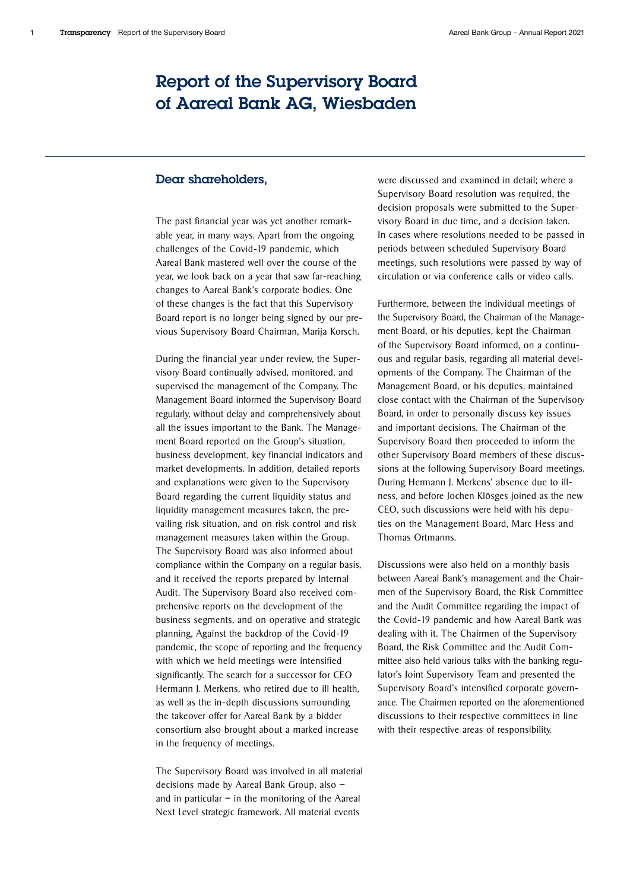# Report of the Supervisory Board of Aareal Bank AG, Wiesbaden

## Dear shareholders,

The past financial year was yet another remarkable year, in many ways. Apart from the ongoing challenges of the Covid-19 pandemic, which Aareal Bank mastered well over the course of the year, we look back on a year that saw far-reaching changes to Aareal Bank's corporate bodies. One of these changes is the fact that this Supervisory Board report is no longer being signed by our previous Supervisory Board Chairman, Marija Korsch.

During the financial year under review, the Supervisory Board continually advised, monitored, and supervised the management of the Company. The Management Board informed the Supervisory Board regularly, without delay and comprehensively about all the issues important to the Bank. The Management Board reported on the Group's situation, business development, key financial indicators and market developments. In addition, detailed reports and explanations were given to the Supervisory Board regarding the current liquidity status and liquidity management measures taken, the prevailing risk situation, and on risk control and risk management measures taken within the Group. The Supervisory Board was also informed about compliance within the Company on a regular basis, and it received the reports prepared by Internal Audit. The Supervisory Board also received comprehensive reports on the development of the business segments, and on operative and strategic planning, Against the backdrop of the Covid-19 pandemic, the scope of reporting and the frequency with which we held meetings were intensified significantly. The search for a successor for CEO Hermann J. Merkens, who retired due to ill health, as well as the in-depth discussions surrounding the takeover offer for Aareal Bank by a bidder consortium also brought about a marked increase in the frequency of meetings.

The Supervisory Board was involved in all material decisions made by Aareal Bank Group, also – and in particular – in the monitoring of the Aareal Next Level strategic framework. All material events were discussed and examined in detail; where a Supervisory Board resolution was required, the decision proposals were submitted to the Supervisory Board in due time, and a decision taken. In cases where resolutions needed to be passed in periods between scheduled Supervisory Board meetings, such resolutions were passed by way of circulation or via conference calls or video calls.

Furthermore, between the individual meetings of the Supervisory Board, the Chairman of the Management Board, or his deputies, kept the Chairman of the Supervisory Board informed, on a continuous and regular basis, regarding all material developments of the Company. The Chairman of the Management Board, or his deputies, maintained close contact with the Chairman of the Supervisory Board, in order to personally discuss key issues and important decisions. The Chairman of the Supervisory Board then proceeded to inform the other Supervisory Board members of these discussions at the following Supervisory Board meetings. During Hermann J. Merkens' absence due to illness, and before Jochen Klösges joined as the new CEO, such discussions were held with his deputies on the Management Board, Marc Hess and Thomas Ortmanns.

Discussions were also held on a monthly basis between Aareal Bank's management and the Chairmen of the Supervisory Board, the Risk Committee and the Audit Committee regarding the impact of the Covid-19 pandemic and how Aareal Bank was dealing with it. The Chairmen of the Supervisory Board, the Risk Committee and the Audit Committee also held various talks with the banking regulator's Joint Supervisory Team and presented the Supervisory Board's intensified corporate governance. The Chairmen reported on the aforementioned discussions to their respective committees in line with their respective areas of responsibility.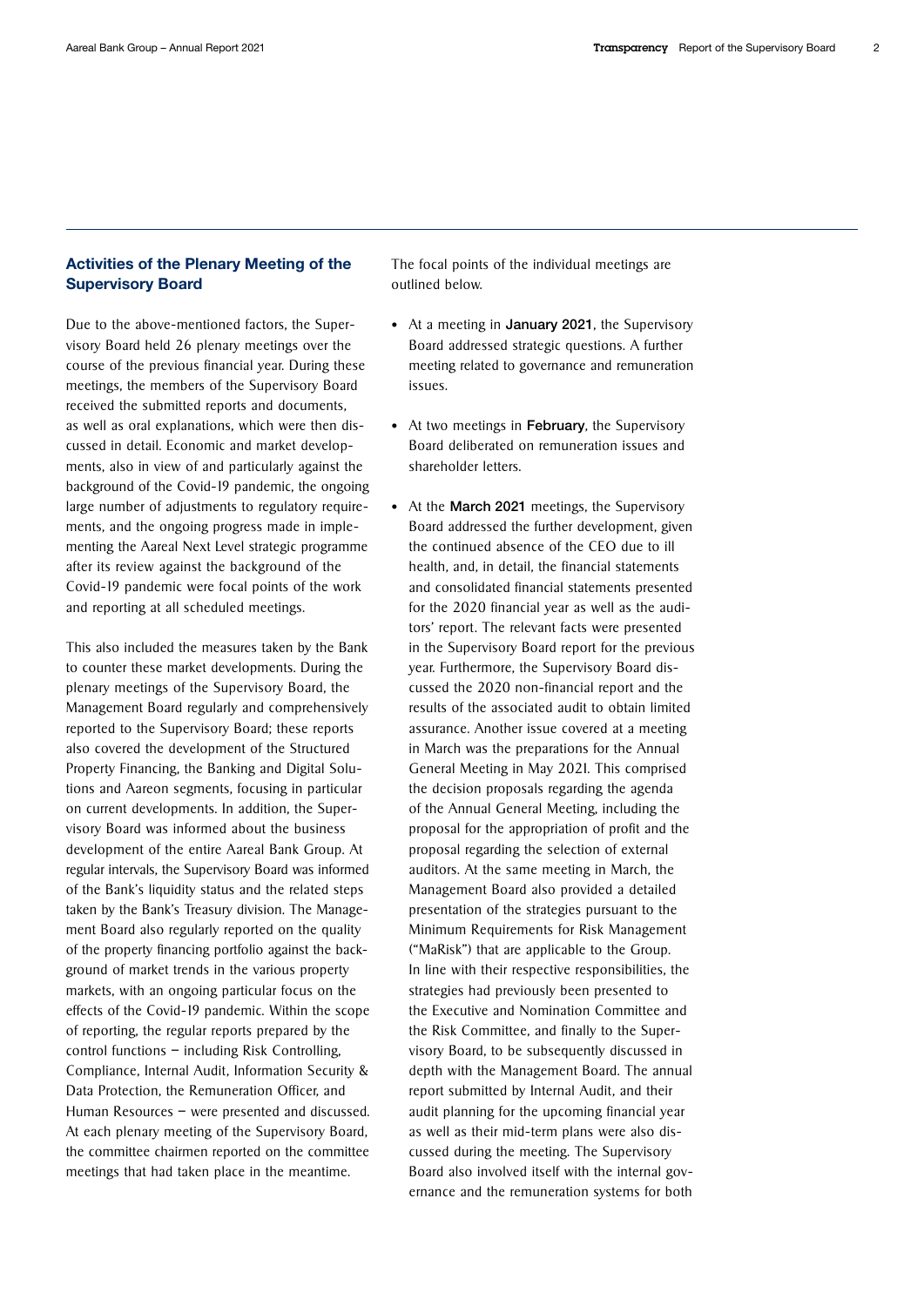## Activities of the Plenary Meeting of the Supervisory Board

Due to the above-mentioned factors, the Supervisory Board held 26 plenary meetings over the course of the previous financial year. During these meetings, the members of the Supervisory Board received the submitted reports and documents, as well as oral explanations, which were then discussed in detail. Economic and market developments, also in view of and particularly against the background of the Covid-19 pandemic, the ongoing large number of adjustments to regulatory requirements, and the ongoing progress made in implementing the Aareal Next Level strategic programme after its review against the background of the Covid-19 pandemic were focal points of the work and reporting at all scheduled meetings.

This also included the measures taken by the Bank to counter these market developments. During the plenary meetings of the Supervisory Board, the Management Board regularly and comprehensively reported to the Supervisory Board; these reports also covered the development of the Structured Property Financing, the Banking and Digital Solutions and Aareon segments, focusing in particular on current developments. In addition, the Supervisory Board was informed about the business development of the entire Aareal Bank Group. At regular intervals, the Supervisory Board was informed of the Bank's liquidity status and the related steps taken by the Bank's Treasury division. The Management Board also regularly reported on the quality of the property financing portfolio against the background of market trends in the various property markets, with an ongoing particular focus on the effects of the Covid-19 pandemic. Within the scope of reporting, the regular reports prepared by the control functions – including Risk Controlling, Compliance, Internal Audit, Information Security & Data Protection, the Remuneration Officer, and Human Resources – were presented and discussed. At each plenary meeting of the Supervisory Board, the committee chairmen reported on the committee meetings that had taken place in the meantime.

The focal points of the individual meetings are outlined below.

- At a meeting in **January 2021**, the Supervisory Board addressed strategic questions. A further meeting related to governance and remuneration issues.

- At two meetings in **February**, the Supervisory Board deliberated on remuneration issues and shareholder letters.

- At the **March 2021** meetings, the Supervisory Board addressed the further development, given the continued absence of the CEO due to ill health, and, in detail, the financial statements and consolidated financial statements presented for the 2020 financial year as well as the auditors' report. The relevant facts were presented in the Supervisory Board report for the previous year. Furthermore, the Supervisory Board discussed the 2020 non-financial report and the results of the associated audit to obtain limited assurance. Another issue covered at a meeting in March was the preparations for the Annual General Meeting in May 2021. This comprised the decision proposals regarding the agenda of the Annual General Meeting, including the proposal for the appropriation of profit and the proposal regarding the selection of external auditors. At the same meeting in March, the Management Board also provided a detailed presentation of the strategies pursuant to the Minimum Requirements for Risk Management ("MaRisk") that are applicable to the Group. In line with their respective responsibilities, the strategies had previously been presented to the Executive and Nomination Committee and the Risk Committee, and finally to the Supervisory Board, to be subsequently discussed in depth with the Management Board. The annual report submitted by Internal Audit, and their audit planning for the upcoming financial year as well as their mid-term plans were also discussed during the meeting. The Supervisory Board also involved itself with the internal governance and the remuneration systems for both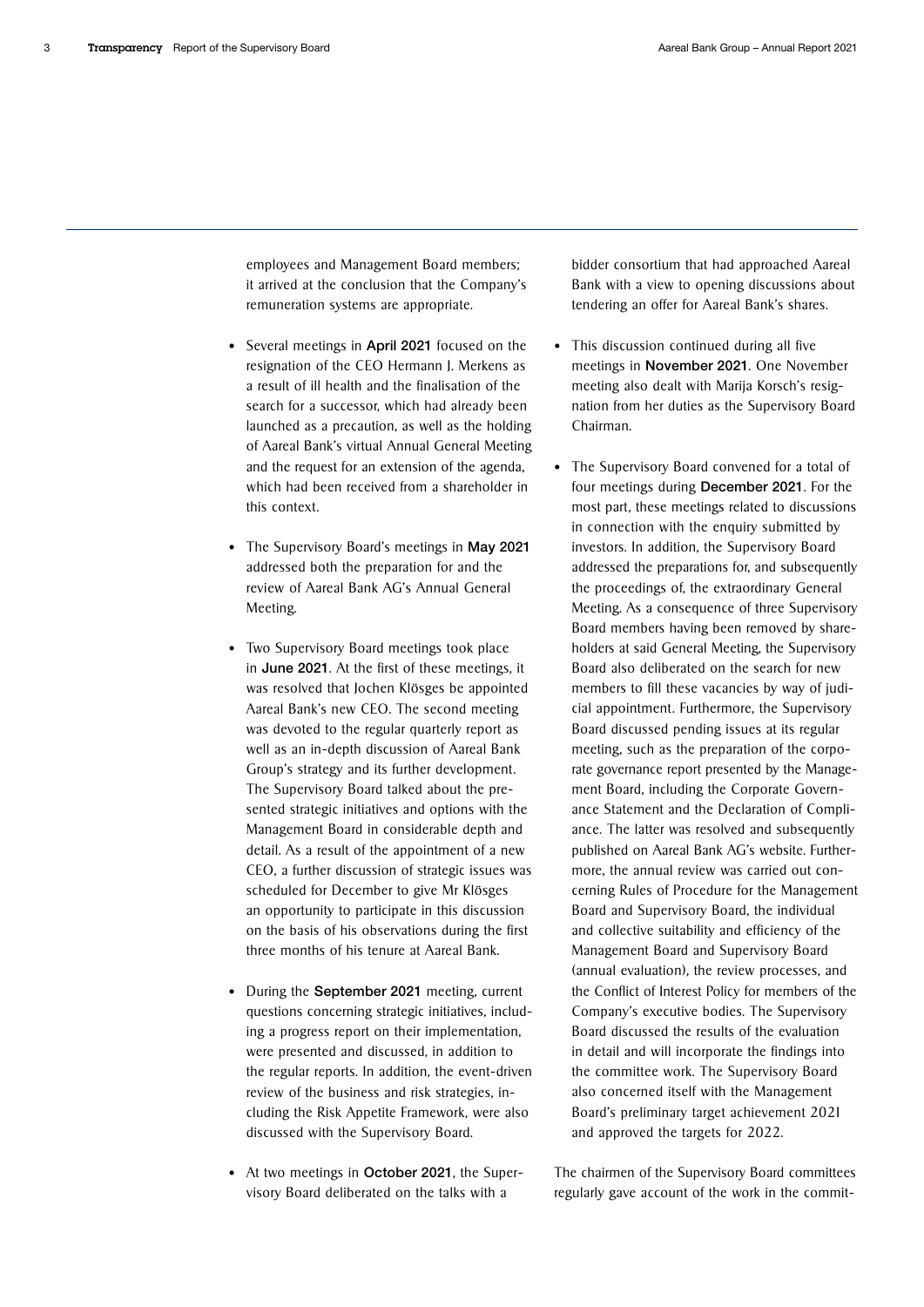employees and Management Board members; it arrived at the conclusion that the Company's remuneration systems are appropriate.

- Several meetings in **April 2021** focused on the resignation of the CEO Hermann J. Merkens as a result of ill health and the finalisation of the search for a successor, which had already been launched as a precaution, as well as the holding of Aareal Bank's virtual Annual General Meeting and the request for an extension of the agenda, which had been received from a shareholder in this context.

- The Supervisory Board's meetings in **May 2021** addressed both the preparation for and the review of Aareal Bank AG's Annual General Meeting.

- Two Supervisory Board meetings took place in **June 2021**. At the first of these meetings, it was resolved that Jochen Klösges be appointed Aareal Bank's new CEO. The second meeting was devoted to the regular quarterly report as well as an in-depth discussion of Aareal Bank Group's strategy and its further development. The Supervisory Board talked about the presented strategic initiatives and options with the Management Board in considerable depth and detail. As a result of the appointment of a new CEO, a further discussion of strategic issues was scheduled for December to give Mr Klösges an opportunity to participate in this discussion on the basis of his observations during the first three months of his tenure at Aareal Bank.

- During the **September 2021** meeting, current questions concerning strategic initiatives, including a progress report on their implementation, were presented and discussed, in addition to the regular reports. In addition, the event-driven review of the business and risk strategies, including the Risk Appetite Framework, were also discussed with the Supervisory Board.

- At two meetings in **October 2021**, the Supervisory Board deliberated on the talks with a bidder consortium that had approached Aareal Bank with a view to opening discussions about tendering an offer for Aareal Bank's shares.

- This discussion continued during all five meetings in **November 2021**. One November meeting also dealt with Marija Korsch's resignation from her duties as the Supervisory Board Chairman.

- The Supervisory Board convened for a total of four meetings during **December 2021**. For the most part, these meetings related to discussions in connection with the enquiry submitted by investors. In addition, the Supervisory Board addressed the preparations for, and subsequently the proceedings of, the extraordinary General Meeting. As a consequence of three Supervisory Board members having been removed by shareholders at said General Meeting, the Supervisory Board also deliberated on the search for new members to fill these vacancies by way of judicial appointment. Furthermore, the Supervisory Board discussed pending issues at its regular meeting, such as the preparation of the corporate governance report presented by the Management Board, including the Corporate Governance Statement and the Declaration of Compliance. The latter was resolved and subsequently published on Aareal Bank AG's website. Furthermore, the annual review was carried out concerning Rules of Procedure for the Management Board and Supervisory Board, the individual and collective suitability and efficiency of the Management Board and Supervisory Board (annual evaluation), the review processes, and the Conflict of Interest Policy for members of the Company's executive bodies. The Supervisory Board discussed the results of the evaluation in detail and will incorporate the findings into the committee work. The Supervisory Board also concerned itself with the Management Board's preliminary target achievement 2021 and approved the targets for 2022.

The chairmen of the Supervisory Board committees regularly gave account of the work in the commit-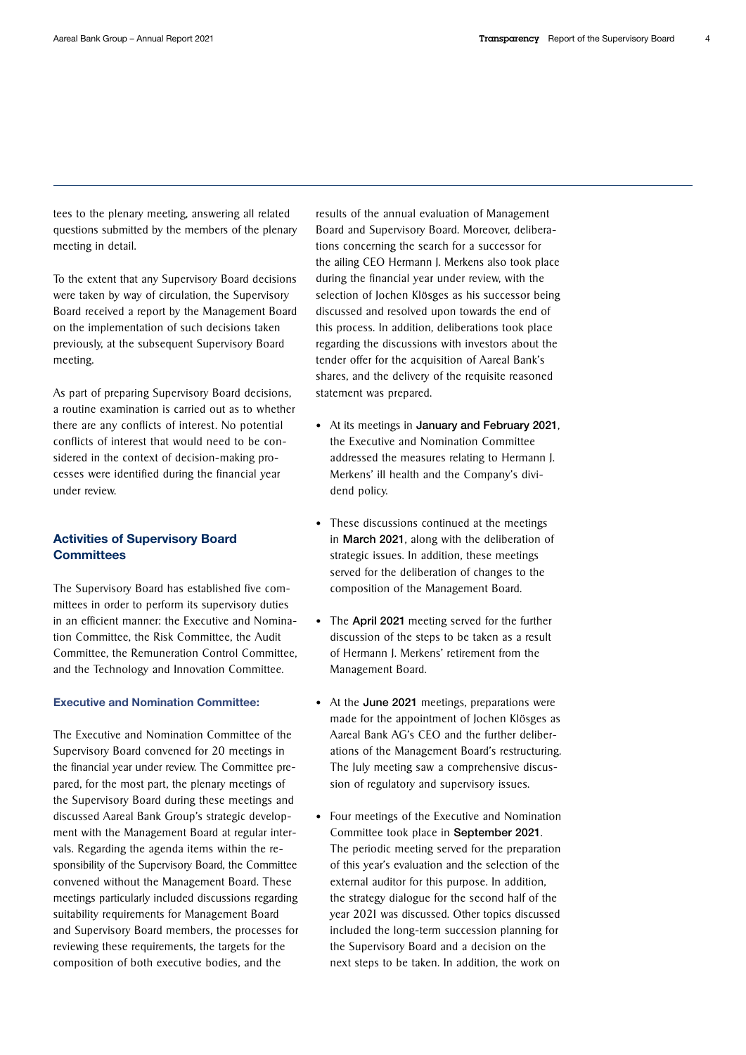tees to the plenary meeting, answering all related questions submitted by the members of the plenary meeting in detail.

To the extent that any Supervisory Board decisions were taken by way of circulation, the Supervisory Board received a report by the Management Board on the implementation of such decisions taken previously, at the subsequent Supervisory Board meeting.

As part of preparing Supervisory Board decisions, a routine examination is carried out as to whether there are any conflicts of interest. No potential conflicts of interest that would need to be considered in the context of decision-making processes were identified during the financial year under review.

## Activities of Supervisory Board Committees

The Supervisory Board has established five committees in order to perform its supervisory duties in an efficient manner: the Executive and Nomination Committee, the Risk Committee, the Audit Committee, the Remuneration Control Committee, and the Technology and Innovation Committee.

### Executive and Nomination Committee:

The Executive and Nomination Committee of the Supervisory Board convened for 20 meetings in the financial year under review. The Committee prepared, for the most part, the plenary meetings of the Supervisory Board during these meetings and discussed Aareal Bank Group's strategic development with the Management Board at regular intervals. Regarding the agenda items within the responsibility of the Supervisory Board, the Committee convened without the Management Board. These meetings particularly included discussions regarding suitability requirements for Management Board and Supervisory Board members, the processes for reviewing these requirements, the targets for the composition of both executive bodies, and the results of the annual evaluation of Management Board and Supervisory Board. Moreover, deliberations concerning the search for a successor for the ailing CEO Hermann J. Merkens also took place during the financial year under review, with the selection of Jochen Klösges as his successor being discussed and resolved upon towards the end of this process. In addition, deliberations took place regarding the discussions with investors about the tender offer for the acquisition of Aareal Bank's shares, and the delivery of the requisite reasoned statement was prepared.

- At its meetings in **January and February 2021**, the Executive and Nomination Committee addressed the measures relating to Hermann J. Merkens' ill health and the Company's dividend policy.
- These discussions continued at the meetings in **March 2021**, along with the deliberation of strategic issues. In addition, these meetings served for the deliberation of changes to the composition of the Management Board.
- The **April 2021** meeting served for the further discussion of the steps to be taken as a result of Hermann J. Merkens' retirement from the Management Board.
- At the **June 2021** meetings, preparations were made for the appointment of Jochen Klösges as Aareal Bank AG's CEO and the further deliberations of the Management Board's restructuring. The July meeting saw a comprehensive discussion of regulatory and supervisory issues.
- Four meetings of the Executive and Nomination Committee took place in **September 2021**. The periodic meeting served for the preparation of this year's evaluation and the selection of the external auditor for this purpose. In addition, the strategy dialogue for the second half of the year 2021 was discussed. Other topics discussed included the long-term succession planning for the Supervisory Board and a decision on the next steps to be taken. In addition, the work on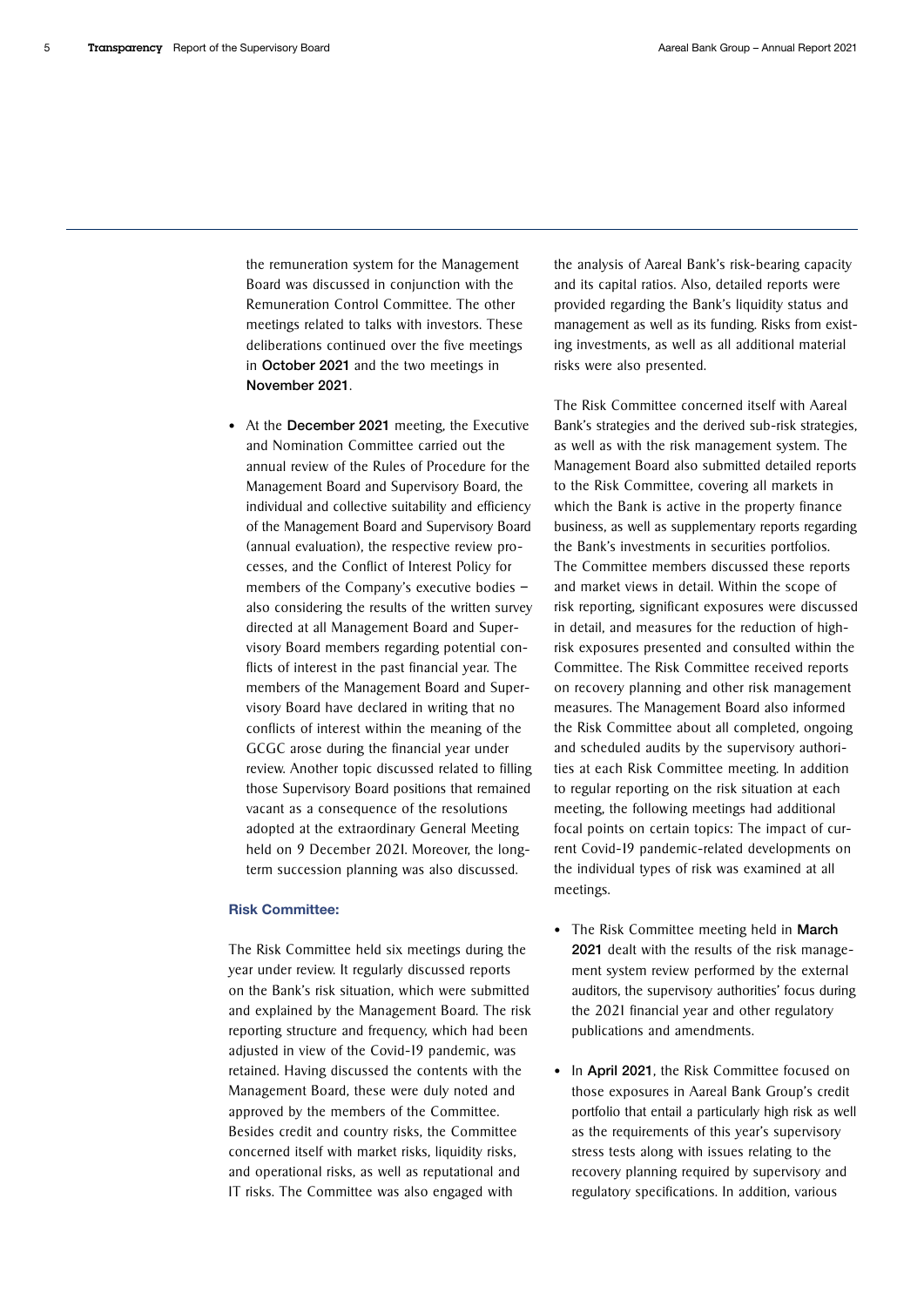the remuneration system for the Management Board was discussed in conjunction with the Remuneration Control Committee. The other meetings related to talks with investors. These deliberations continued over the five meetings in **October 2021** and the two meetings in **November 2021**.

- At the **December 2021** meeting, the Executive and Nomination Committee carried out the annual review of the Rules of Procedure for the Management Board and Supervisory Board, the individual and collective suitability and efficiency of the Management Board and Supervisory Board (annual evaluation), the respective review processes, and the Conflict of Interest Policy for members of the Company's executive bodies – also considering the results of the written survey directed at all Management Board and Supervisory Board members regarding potential conflicts of interest in the past financial year. The members of the Management Board and Supervisory Board have declared in writing that no conflicts of interest within the meaning of the GCGC arose during the financial year under review. Another topic discussed related to filling those Supervisory Board positions that remained vacant as a consequence of the resolutions adopted at the extraordinary General Meeting held on 9 December 2021. Moreover, the long-term succession planning was also discussed.

### Risk Committee:

The Risk Committee held six meetings during the year under review. It regularly discussed reports on the Bank's risk situation, which were submitted and explained by the Management Board. The risk reporting structure and frequency, which had been adjusted in view of the Covid-19 pandemic, was retained. Having discussed the contents with the Management Board, these were duly noted and approved by the members of the Committee. Besides credit and country risks, the Committee concerned itself with market risks, liquidity risks, and operational risks, as well as reputational and IT risks. The Committee was also engaged with the analysis of Aareal Bank's risk-bearing capacity and its capital ratios. Also, detailed reports were provided regarding the Bank's liquidity status and management as well as its funding. Risks from existing investments, as well as all additional material risks were also presented.

The Risk Committee concerned itself with Aareal Bank's strategies and the derived sub-risk strategies, as well as with the risk management system. The Management Board also submitted detailed reports to the Risk Committee, covering all markets in which the Bank is active in the property finance business, as well as supplementary reports regarding the Bank's investments in securities portfolios. The Committee members discussed these reports and market views in detail. Within the scope of risk reporting, significant exposures were discussed in detail, and measures for the reduction of high-risk exposures presented and consulted within the Committee. The Risk Committee received reports on recovery planning and other risk management measures. The Management Board also informed the Risk Committee about all completed, ongoing and scheduled audits by the supervisory authorities at each Risk Committee meeting. In addition to regular reporting on the risk situation at each meeting, the following meetings had additional focal points on certain topics: The impact of current Covid-19 pandemic-related developments on the individual types of risk was examined at all meetings.

- The Risk Committee meeting held in **March 2021** dealt with the results of the risk management system review performed by the external auditors, the supervisory authorities' focus during the 2021 financial year and other regulatory publications and amendments.

- In **April 2021**, the Risk Committee focused on those exposures in Aareal Bank Group's credit portfolio that entail a particularly high risk as well as the requirements of this year's supervisory stress tests along with issues relating to the recovery planning required by supervisory and regulatory specifications. In addition, various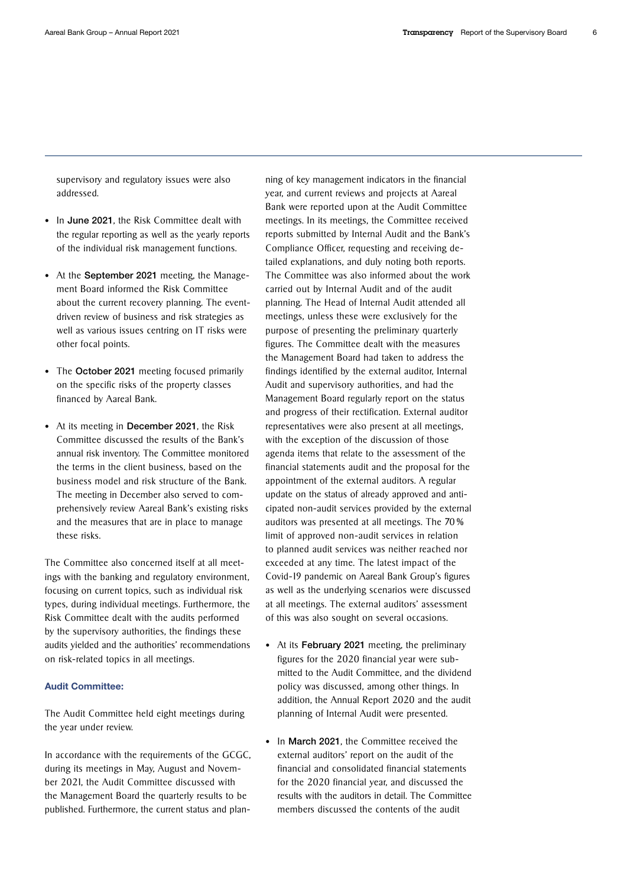supervisory and regulatory issues were also addressed.

- In **June 2021**, the Risk Committee dealt with the regular reporting as well as the yearly reports of the individual risk management functions.
- At the **September 2021** meeting, the Management Board informed the Risk Committee about the current recovery planning. The event-driven review of business and risk strategies as well as various issues centring on IT risks were other focal points.
- The **October 2021** meeting focused primarily on the specific risks of the property classes financed by Aareal Bank.
- At its meeting in **December 2021**, the Risk Committee discussed the results of the Bank's annual risk inventory. The Committee monitored the terms in the client business, based on the business model and risk structure of the Bank. The meeting in December also served to comprehensively review Aareal Bank's existing risks and the measures that are in place to manage these risks.

The Committee also concerned itself at all meetings with the banking and regulatory environment, focusing on current topics, such as individual risk types, during individual meetings. Furthermore, the Risk Committee dealt with the audits performed by the supervisory authorities, the findings these audits yielded and the authorities' recommendations on risk-related topics in all meetings.

**Audit Committee:**

The Audit Committee held eight meetings during the year under review.

In accordance with the requirements of the GCGC, during its meetings in May, August and November 2021, the Audit Committee discussed with the Management Board the quarterly results to be published. Furthermore, the current status and planning of key management indicators in the financial year, and current reviews and projects at Aareal Bank were reported upon at the Audit Committee meetings. In its meetings, the Committee received reports submitted by Internal Audit and the Bank's Compliance Officer, requesting and receiving detailed explanations, and duly noting both reports. The Committee was also informed about the work carried out by Internal Audit and of the audit planning. The Head of Internal Audit attended all meetings, unless these were exclusively for the purpose of presenting the preliminary quarterly figures. The Committee dealt with the measures the Management Board had taken to address the findings identified by the external auditor, Internal Audit and supervisory authorities, and had the Management Board regularly report on the status and progress of their rectification. External auditor representatives were also present at all meetings, with the exception of the discussion of those agenda items that relate to the assessment of the financial statements audit and the proposal for the appointment of the external auditors. A regular update on the status of already approved and anticipated non-audit services provided by the external auditors was presented at all meetings. The 70% limit of approved non-audit services in relation to planned audit services was neither reached nor exceeded at any time. The latest impact of the Covid-19 pandemic on Aareal Bank Group's figures as well as the underlying scenarios were discussed at all meetings. The external auditors' assessment of this was also sought on several occasions.

- At its **February 2021** meeting, the preliminary figures for the 2020 financial year were submitted to the Audit Committee, and the dividend policy was discussed, among other things. In addition, the Annual Report 2020 and the audit planning of Internal Audit were presented.
- In **March 2021**, the Committee received the external auditors' report on the audit of the financial and consolidated financial statements for the 2020 financial year, and discussed the results with the auditors in detail. The Committee members discussed the contents of the audit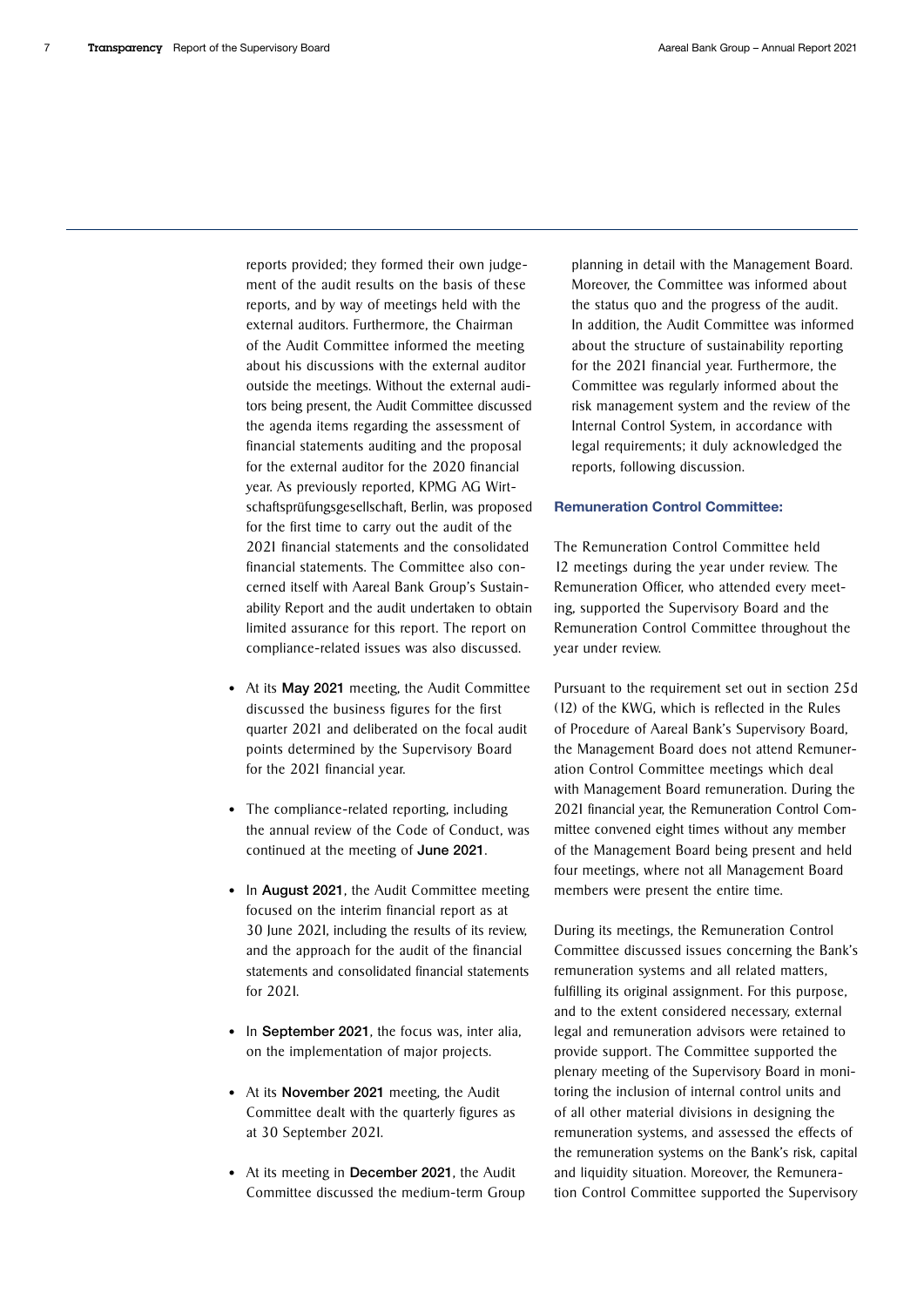reports provided; they formed their own judgement of the audit results on the basis of these reports, and by way of meetings held with the external auditors. Furthermore, the Chairman of the Audit Committee informed the meeting about his discussions with the external auditor outside the meetings. Without the external auditors being present, the Audit Committee discussed the agenda items regarding the assessment of financial statements auditing and the proposal for the external auditor for the 2020 financial year. As previously reported, KPMG AG Wirtschaftsprüfungsgesellschaft, Berlin, was proposed for the first time to carry out the audit of the 2021 financial statements and the consolidated financial statements. The Committee also concerned itself with Aareal Bank Group's Sustainability Report and the audit undertaken to obtain limited assurance for this report. The report on compliance-related issues was also discussed.

- At its **May 2021** meeting, the Audit Committee discussed the business figures for the first quarter 2021 and deliberated on the focal audit points determined by the Supervisory Board for the 2021 financial year.
- The compliance-related reporting, including the annual review of the Code of Conduct, was continued at the meeting of **June 2021**.
- In **August 2021**, the Audit Committee meeting focused on the interim financial report as at 30 June 2021, including the results of its review, and the approach for the audit of the financial statements and consolidated financial statements for 2021.
- In **September 2021**, the focus was, inter alia, on the implementation of major projects.
- At its **November 2021** meeting, the Audit Committee dealt with the quarterly figures as at 30 September 2021.
- At its meeting in **December 2021**, the Audit Committee discussed the medium-term Group planning in detail with the Management Board. Moreover, the Committee was informed about the status quo and the progress of the audit. In addition, the Audit Committee was informed about the structure of sustainability reporting for the 2021 financial year. Furthermore, the Committee was regularly informed about the risk management system and the review of the Internal Control System, in accordance with legal requirements; it duly acknowledged the reports, following discussion.

**Remuneration Control Committee:**

The Remuneration Control Committee held 12 meetings during the year under review. The Remuneration Officer, who attended every meeting, supported the Supervisory Board and the Remuneration Control Committee throughout the year under review.

Pursuant to the requirement set out in section 25d (12) of the KWG, which is reflected in the Rules of Procedure of Aareal Bank's Supervisory Board, the Management Board does not attend Remuneration Control Committee meetings which deal with Management Board remuneration. During the 2021 financial year, the Remuneration Control Committee convened eight times without any member of the Management Board being present and held four meetings, where not all Management Board members were present the entire time.

During its meetings, the Remuneration Control Committee discussed issues concerning the Bank's remuneration systems and all related matters, fulfilling its original assignment. For this purpose, and to the extent considered necessary, external legal and remuneration advisors were retained to provide support. The Committee supported the plenary meeting of the Supervisory Board in monitoring the inclusion of internal control units and of all other material divisions in designing the remuneration systems, and assessed the effects of the remuneration systems on the Bank's risk, capital and liquidity situation. Moreover, the Remuneration Control Committee supported the Supervisory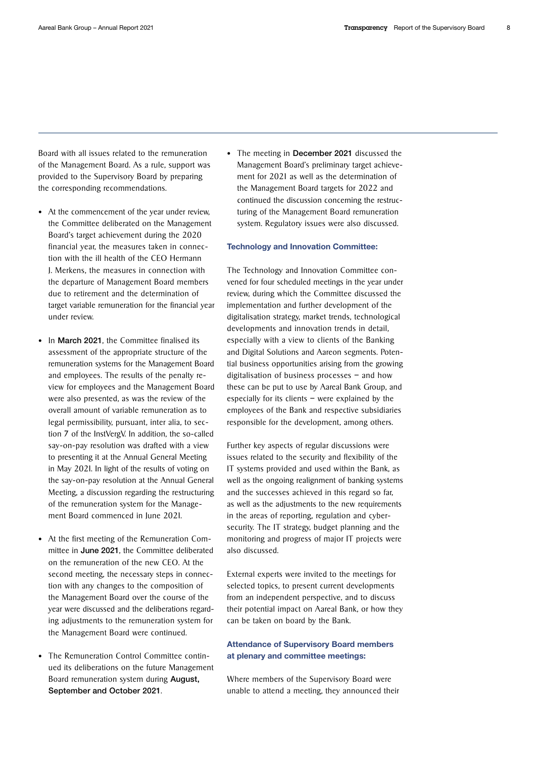Board with all issues related to the remuneration of the Management Board. As a rule, support was provided to the Supervisory Board by preparing the corresponding recommendations.

- At the commencement of the year under review, the Committee deliberated on the Management Board's target achievement during the 2020 financial year, the measures taken in connection with the ill health of the CEO Hermann J. Merkens, the measures in connection with the departure of Management Board members due to retirement and the determination of target variable remuneration for the financial year under review.
- In **March 2021**, the Committee finalised its assessment of the appropriate structure of the remuneration systems for the Management Board and employees. The results of the penalty review for employees and the Management Board were also presented, as was the review of the overall amount of variable remuneration as to legal permissibility, pursuant, inter alia, to section 7 of the InstVergV. In addition, the so-called say-on-pay resolution was drafted with a view to presenting it at the Annual General Meeting in May 2021. In light of the results of voting on the say-on-pay resolution at the Annual General Meeting, a discussion regarding the restructuring of the remuneration system for the Management Board commenced in June 2021.
- At the first meeting of the Remuneration Committee in **June 2021**, the Committee deliberated on the remuneration of the new CEO. At the second meeting, the necessary steps in connection with any changes to the composition of the Management Board over the course of the year were discussed and the deliberations regarding adjustments to the remuneration system for the Management Board were continued.
- The Remuneration Control Committee continued its deliberations on the future Management Board remuneration system during **August, September and October 2021**.
- The meeting in **December 2021** discussed the Management Board's preliminary target achievement for 2021 as well as the determination of the Management Board targets for 2022 and continued the discussion concerning the restructuring of the Management Board remuneration system. Regulatory issues were also discussed.

**Technology and Innovation Committee:**

The Technology and Innovation Committee convened for four scheduled meetings in the year under review, during which the Committee discussed the implementation and further development of the digitalisation strategy, market trends, technological developments and innovation trends in detail, especially with a view to clients of the Banking and Digital Solutions and Aareon segments. Potential business opportunities arising from the growing digitalisation of business processes – and how these can be put to use by Aareal Bank Group, and especially for its clients – were explained by the employees of the Bank and respective subsidiaries responsible for the development, among others.

Further key aspects of regular discussions were issues related to the security and flexibility of the IT systems provided and used within the Bank, as well as the ongoing realignment of banking systems and the successes achieved in this regard so far, as well as the adjustments to the new requirements in the areas of reporting, regulation and cybersecurity. The IT strategy, budget planning and the monitoring and progress of major IT projects were also discussed.

External experts were invited to the meetings for selected topics, to present current developments from an independent perspective, and to discuss their potential impact on Aareal Bank, or how they can be taken on board by the Bank.

**Attendance of Supervisory Board members at plenary and committee meetings:**

Where members of the Supervisory Board were unable to attend a meeting, they announced their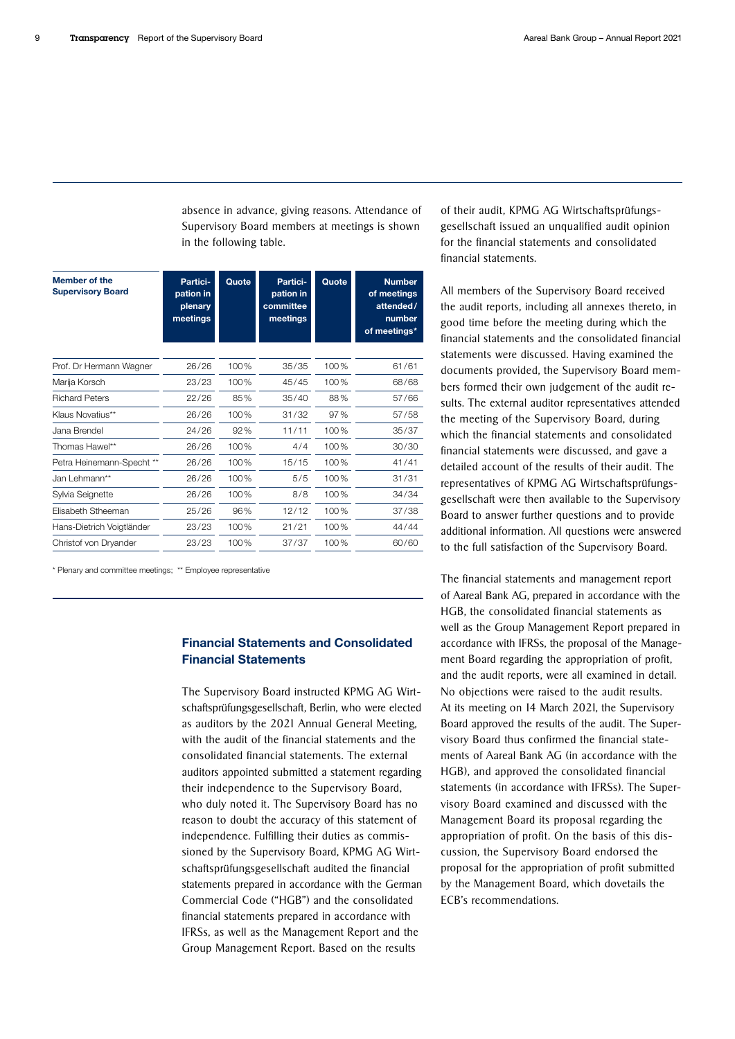absence in advance, giving reasons. Attendance of Supervisory Board members at meetings is shown in the following table.

| Member of the Supervisory Board | Partici-pation in plenary meetings | Quote | Partici-pation in committee meetings | Quote | Number of meetings attended/ number of meetings* |
|---|---|---|---|---|---|
| Prof. Dr Hermann Wagner | 26/26 | 100% | 35/35 | 100% | 61/61 |
| Marija Korsch | 23/23 | 100% | 45/45 | 100% | 68/68 |
| Richard Peters | 22/26 | 85% | 35/40 | 88% | 57/66 |
| Klaus Novatius** | 26/26 | 100% | 31/32 | 97% | 57/58 |
| Jana Brendel | 24/26 | 92% | 11/11 | 100% | 35/37 |
| Thomas Hawel** | 26/26 | 100% | 4/4 | 100% | 30/30 |
| Petra Heinemann-Specht ** | 26/26 | 100% | 15/15 | 100% | 41/41 |
| Jan Lehmann** | 26/26 | 100% | 5/5 | 100% | 31/31 |
| Sylvia Seignette | 26/26 | 100% | 8/8 | 100% | 34/34 |
| Elisabeth Stheeman | 25/26 | 96% | 12/12 | 100% | 37/38 |
| Hans-Dietrich Voigtländer | 23/23 | 100% | 21/21 | 100% | 44/44 |
| Christof von Dryander | 23/23 | 100% | 37/37 | 100% | 60/60 |

* Plenary and committee meetings; ** Employee representative

## Financial Statements and Consolidated Financial Statements

The Supervisory Board instructed KPMG AG Wirtschaftsprüfungsgesellschaft, Berlin, who were elected as auditors by the 2021 Annual General Meeting, with the audit of the financial statements and the consolidated financial statements. The external auditors appointed submitted a statement regarding their independence to the Supervisory Board, who duly noted it. The Supervisory Board has no reason to doubt the accuracy of this statement of independence. Fulfilling their duties as commissioned by the Supervisory Board, KPMG AG Wirtschaftsprüfungsgesellschaft audited the financial statements prepared in accordance with the German Commercial Code ("HGB") and the consolidated financial statements prepared in accordance with IFRSs, as well as the Management Report and the Group Management Report. Based on the results of their audit, KPMG AG Wirtschaftsprüfungsgesellschaft issued an unqualified audit opinion for the financial statements and consolidated financial statements.

All members of the Supervisory Board received the audit reports, including all annexes thereto, in good time before the meeting during which the financial statements and the consolidated financial statements were discussed. Having examined the documents provided, the Supervisory Board members formed their own judgement of the audit results. The external auditor representatives attended the meeting of the Supervisory Board, during which the financial statements and consolidated financial statements were discussed, and gave a detailed account of the results of their audit. The representatives of KPMG AG Wirtschaftsprüfungsgesellschaft were then available to the Supervisory Board to answer further questions and to provide additional information. All questions were answered to the full satisfaction of the Supervisory Board.

The financial statements and management report of Aareal Bank AG, prepared in accordance with the HGB, the consolidated financial statements as well as the Group Management Report prepared in accordance with IFRSs, the proposal of the Management Board regarding the appropriation of profit, and the audit reports, were all examined in detail. No objections were raised to the audit results. At its meeting on 14 March 2021, the Supervisory Board approved the results of the audit. The Supervisory Board thus confirmed the financial statements of Aareal Bank AG (in accordance with the HGB), and approved the consolidated financial statements (in accordance with IFRSs). The Supervisory Board examined and discussed with the Management Board its proposal regarding the appropriation of profit. On the basis of this discussion, the Supervisory Board endorsed the proposal for the appropriation of profit submitted by the Management Board, which dovetails the ECB's recommendations.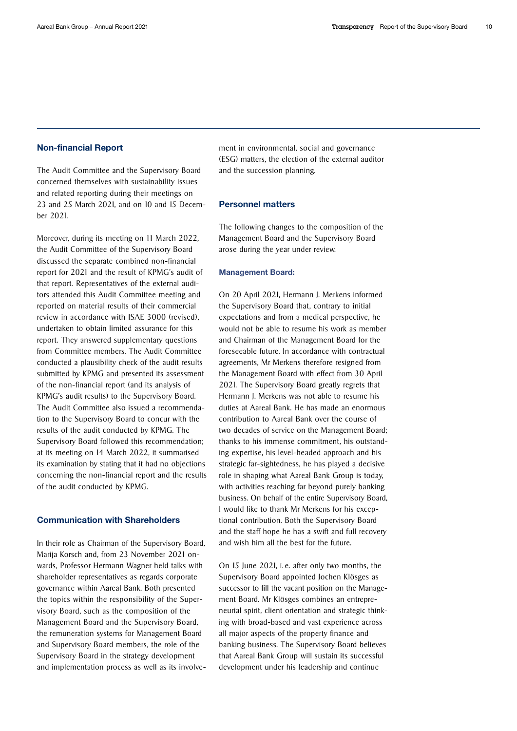## Non-financial Report

The Audit Committee and the Supervisory Board concerned themselves with sustainability issues and related reporting during their meetings on 23 and 25 March 2021, and on 10 and 15 December 2021.

Moreover, during its meeting on 11 March 2022, the Audit Committee of the Supervisory Board discussed the separate combined non-financial report for 2021 and the result of KPMG's audit of that report. Representatives of the external auditors attended this Audit Committee meeting and reported on material results of their commercial review in accordance with ISAE 3000 (revised), undertaken to obtain limited assurance for this report. They answered supplementary questions from Committee members. The Audit Committee conducted a plausibility check of the audit results submitted by KPMG and presented its assessment of the non-financial report (and its analysis of KPMG's audit results) to the Supervisory Board. The Audit Committee also issued a recommendation to the Supervisory Board to concur with the results of the audit conducted by KPMG. The Supervisory Board followed this recommendation; at its meeting on 14 March 2022, it summarised its examination by stating that it had no objections concerning the non-financial report and the results of the audit conducted by KPMG.

## Communication with Shareholders

In their role as Chairman of the Supervisory Board, Marija Korsch and, from 23 November 2021 onwards, Professor Hermann Wagner held talks with shareholder representatives as regards corporate governance within Aareal Bank. Both presented the topics within the responsibility of the Supervisory Board, such as the composition of the Management Board and the Supervisory Board, the remuneration systems for Management Board and Supervisory Board members, the role of the Supervisory Board in the strategy development and implementation process as well as its involvement in environmental, social and governance (ESG) matters, the election of the external auditor and the succession planning.

## Personnel matters

The following changes to the composition of the Management Board and the Supervisory Board arose during the year under review.

### Management Board:

On 20 April 2021, Hermann J. Merkens informed the Supervisory Board that, contrary to initial expectations and from a medical perspective, he would not be able to resume his work as member and Chairman of the Management Board for the foreseeable future. In accordance with contractual agreements, Mr Merkens therefore resigned from the Management Board with effect from 30 April 2021. The Supervisory Board greatly regrets that Hermann J. Merkens was not able to resume his duties at Aareal Bank. He has made an enormous contribution to Aareal Bank over the course of two decades of service on the Management Board; thanks to his immense commitment, his outstanding expertise, his level-headed approach and his strategic far-sightedness, he has played a decisive role in shaping what Aareal Bank Group is today, with activities reaching far beyond purely banking business. On behalf of the entire Supervisory Board, I would like to thank Mr Merkens for his exceptional contribution. Both the Supervisory Board and the staff hope he has a swift and full recovery and wish him all the best for the future.

On 15 June 2021, i.e. after only two months, the Supervisory Board appointed Jochen Klösges as successor to fill the vacant position on the Management Board. Mr Klösges combines an entrepreneurial spirit, client orientation and strategic thinking with broad-based and vast experience across all major aspects of the property finance and banking business. The Supervisory Board believes that Aareal Bank Group will sustain its successful development under his leadership and continue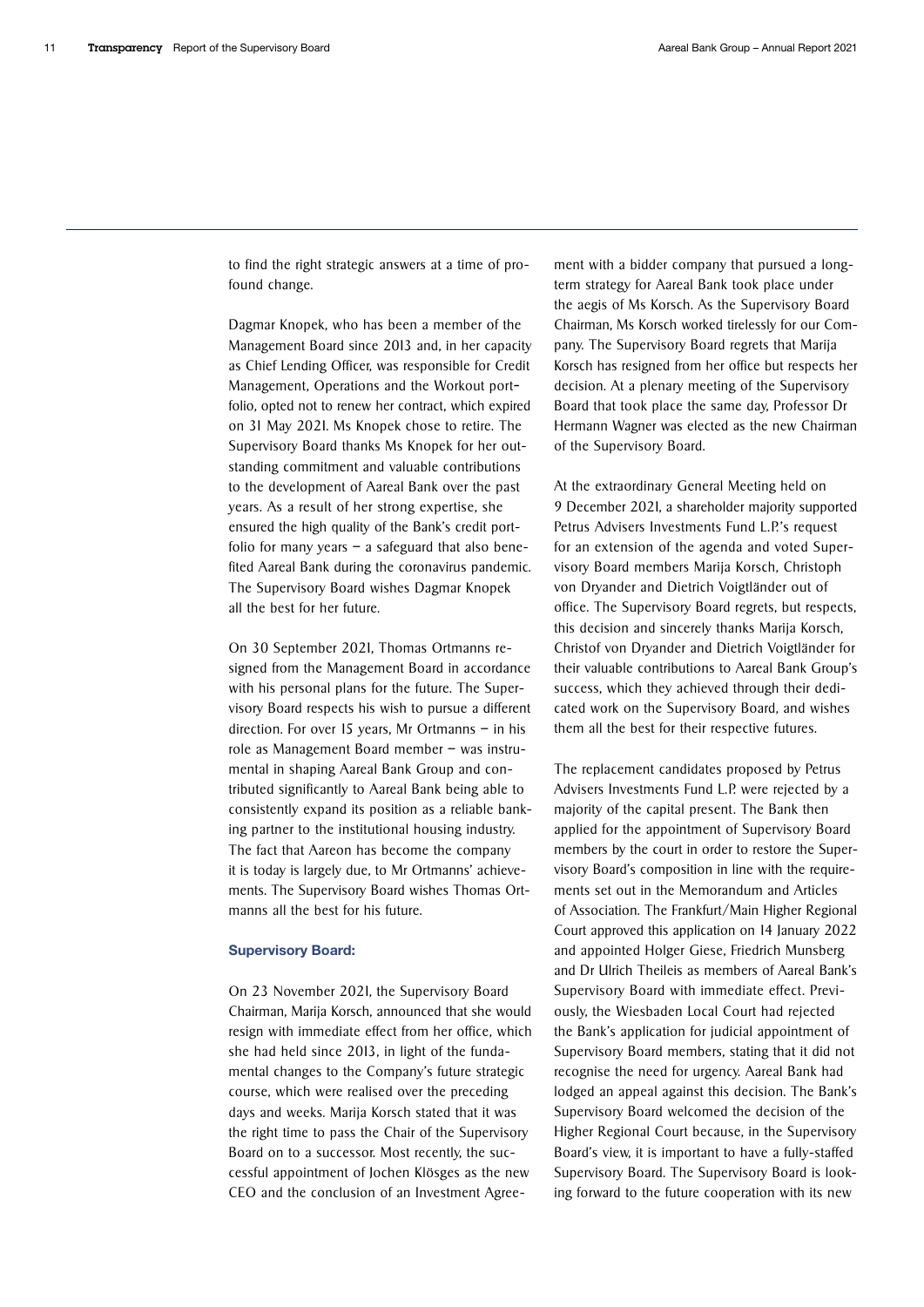to find the right strategic answers at a time of profound change.

Dagmar Knopek, who has been a member of the Management Board since 2013 and, in her capacity as Chief Lending Officer, was responsible for Credit Management, Operations and the Workout portfolio, opted not to renew her contract, which expired on 31 May 2021. Ms Knopek chose to retire. The Supervisory Board thanks Ms Knopek for her outstanding commitment and valuable contributions to the development of Aareal Bank over the past years. As a result of her strong expertise, she ensured the high quality of the Bank's credit portfolio for many years – a safeguard that also benefited Aareal Bank during the coronavirus pandemic. The Supervisory Board wishes Dagmar Knopek all the best for her future.

On 30 September 2021, Thomas Ortmanns resigned from the Management Board in accordance with his personal plans for the future. The Supervisory Board respects his wish to pursue a different direction. For over 15 years, Mr Ortmanns – in his role as Management Board member – was instrumental in shaping Aareal Bank Group and contributed significantly to Aareal Bank being able to consistently expand its position as a reliable banking partner to the institutional housing industry. The fact that Aareon has become the company it is today is largely due, to Mr Ortmanns' achievements. The Supervisory Board wishes Thomas Ortmanns all the best for his future.

### Supervisory Board:

On 23 November 2021, the Supervisory Board Chairman, Marija Korsch, announced that she would resign with immediate effect from her office, which she had held since 2013, in light of the fundamental changes to the Company's future strategic course, which were realised over the preceding days and weeks. Marija Korsch stated that it was the right time to pass the Chair of the Supervisory Board on to a successor. Most recently, the successful appointment of Jochen Klösges as the new CEO and the conclusion of an Investment Agreement with a bidder company that pursued a long-term strategy for Aareal Bank took place under the aegis of Ms Korsch. As the Supervisory Board Chairman, Ms Korsch worked tirelessly for our Company. The Supervisory Board regrets that Marija Korsch has resigned from her office but respects her decision. At a plenary meeting of the Supervisory Board that took place the same day, Professor Dr Hermann Wagner was elected as the new Chairman of the Supervisory Board.

At the extraordinary General Meeting held on 9 December 2021, a shareholder majority supported Petrus Advisers Investments Fund L.P.'s request for an extension of the agenda and voted Supervisory Board members Marija Korsch, Christoph von Dryander and Dietrich Voigtländer out of office. The Supervisory Board regrets, but respects, this decision and sincerely thanks Marija Korsch, Christof von Dryander and Dietrich Voigtländer for their valuable contributions to Aareal Bank Group's success, which they achieved through their dedicated work on the Supervisory Board, and wishes them all the best for their respective futures.

The replacement candidates proposed by Petrus Advisers Investments Fund L.P. were rejected by a majority of the capital present. The Bank then applied for the appointment of Supervisory Board members by the court in order to restore the Supervisory Board's composition in line with the requirements set out in the Memorandum and Articles of Association. The Frankfurt/Main Higher Regional Court approved this application on 14 January 2022 and appointed Holger Giese, Friedrich Munsberg and Dr Ulrich Theileis as members of Aareal Bank's Supervisory Board with immediate effect. Previously, the Wiesbaden Local Court had rejected the Bank's application for judicial appointment of Supervisory Board members, stating that it did not recognise the need for urgency. Aareal Bank had lodged an appeal against this decision. The Bank's Supervisory Board welcomed the decision of the Higher Regional Court because, in the Supervisory Board's view, it is important to have a fully-staffed Supervisory Board. The Supervisory Board is looking forward to the future cooperation with its new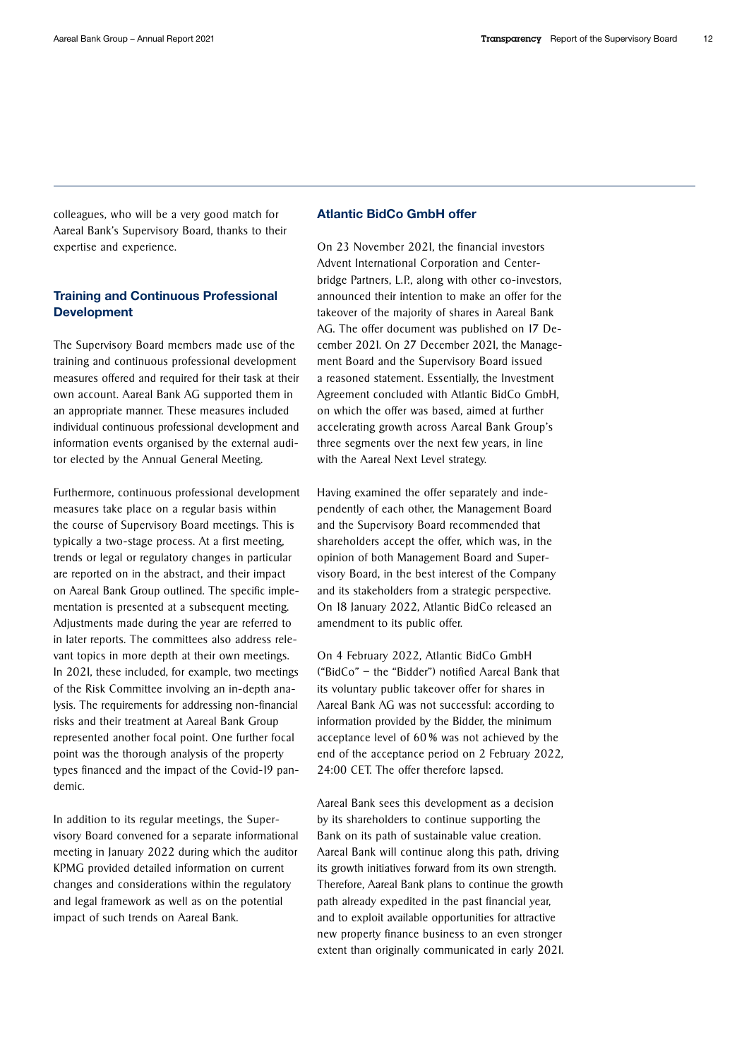colleagues, who will be a very good match for Aareal Bank's Supervisory Board, thanks to their expertise and experience.

## Training and Continuous Professional Development

The Supervisory Board members made use of the training and continuous professional development measures offered and required for their task at their own account. Aareal Bank AG supported them in an appropriate manner. These measures included individual continuous professional development and information events organised by the external auditor elected by the Annual General Meeting.

Furthermore, continuous professional development measures take place on a regular basis within the course of Supervisory Board meetings. This is typically a two-stage process. At a first meeting, trends or legal or regulatory changes in particular are reported on in the abstract, and their impact on Aareal Bank Group outlined. The specific implementation is presented at a subsequent meeting. Adjustments made during the year are referred to in later reports. The committees also address relevant topics in more depth at their own meetings. In 2021, these included, for example, two meetings of the Risk Committee involving an in-depth analysis. The requirements for addressing non-financial risks and their treatment at Aareal Bank Group represented another focal point. One further focal point was the thorough analysis of the property types financed and the impact of the Covid-19 pandemic.

In addition to its regular meetings, the Supervisory Board convened for a separate informational meeting in January 2022 during which the auditor KPMG provided detailed information on current changes and considerations within the regulatory and legal framework as well as on the potential impact of such trends on Aareal Bank.

## Atlantic BidCo GmbH offer

On 23 November 2021, the financial investors Advent International Corporation and Centerbridge Partners, L.P., along with other co-investors, announced their intention to make an offer for the takeover of the majority of shares in Aareal Bank AG. The offer document was published on 17 December 2021. On 27 December 2021, the Management Board and the Supervisory Board issued a reasoned statement. Essentially, the Investment Agreement concluded with Atlantic BidCo GmbH, on which the offer was based, aimed at further accelerating growth across Aareal Bank Group's three segments over the next few years, in line with the Aareal Next Level strategy.

Having examined the offer separately and independently of each other, the Management Board and the Supervisory Board recommended that shareholders accept the offer, which was, in the opinion of both Management Board and Supervisory Board, in the best interest of the Company and its stakeholders from a strategic perspective. On 18 January 2022, Atlantic BidCo released an amendment to its public offer.

On 4 February 2022, Atlantic BidCo GmbH ("BidCo" – the "Bidder") notified Aareal Bank that its voluntary public takeover offer for shares in Aareal Bank AG was not successful: according to information provided by the Bidder, the minimum acceptance level of 60 % was not achieved by the end of the acceptance period on 2 February 2022, 24:00 CET. The offer therefore lapsed.

Aareal Bank sees this development as a decision by its shareholders to continue supporting the Bank on its path of sustainable value creation. Aareal Bank will continue along this path, driving its growth initiatives forward from its own strength. Therefore, Aareal Bank plans to continue the growth path already expedited in the past financial year, and to exploit available opportunities for attractive new property finance business to an even stronger extent than originally communicated in early 2021.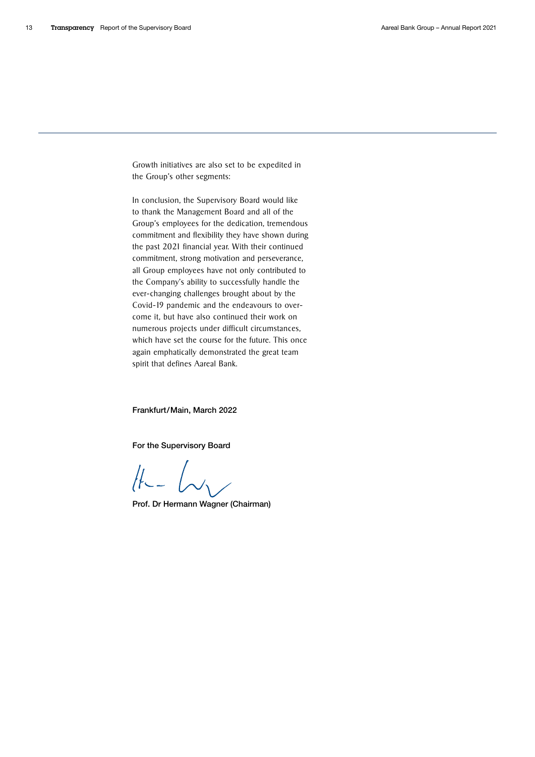Growth initiatives are also set to be expedited in the Group's other segments:

In conclusion, the Supervisory Board would like to thank the Management Board and all of the Group's employees for the dedication, tremendous commitment and flexibility they have shown during the past 2021 financial year. With their continued commitment, strong motivation and perseverance, all Group employees have not only contributed to the Company's ability to successfully handle the ever-changing challenges brought about by the Covid-19 pandemic and the endeavours to overcome it, but have also continued their work on numerous projects under difficult circumstances, which have set the course for the future. This once again emphatically demonstrated the great team spirit that defines Aareal Bank.

**Frankfurt/Main, March 2022**

**For the Supervisory Board**

**Prof. Dr Hermann Wagner (Chairman)**